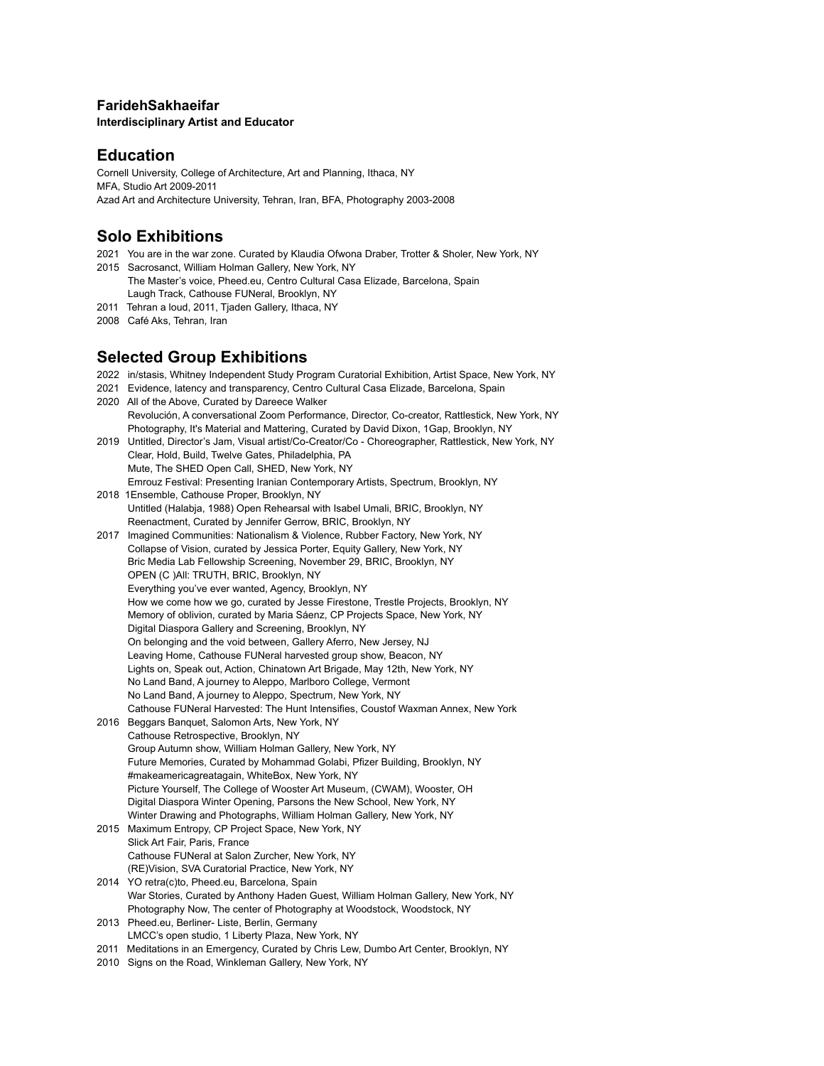**FaridehSakhaeifar**

**Interdisciplinary Artist and Educator**

## Education

Cornell University, College of Architecture, Art and Planning, Ithaca, NY
MFA, Studio Art 2009-2011
Azad Art and Architecture University, Tehran, Iran, BFA, Photography 2003-2008

## Solo Exhibitions

2021 You are in the war zone. Curated by Klaudia Ofwona Draber, Trotter & Sholer, New York, NY
2015 Sacrosanct, William Holman Gallery, New York, NY
The Master's voice, Pheed.eu, Centro Cultural Casa Elizade, Barcelona, Spain
Laugh Track, Cathouse FUNeral, Brooklyn, NY
2011 Tehran a loud, 2011, Tjaden Gallery, Ithaca, NY
2008 Café Aks, Tehran, Iran

## Selected Group Exhibitions

2022 in/stasis, Whitney Independent Study Program Curatorial Exhibition, Artist Space, New York, NY
2021 Evidence, latency and transparency, Centro Cultural Casa Elizade, Barcelona, Spain
2020 All of the Above, Curated by Dareece Walker
Revolución, A conversational Zoom Performance, Director, Co-creator, Rattlestick, New York, NY
Photography, It's Material and Mattering, Curated by David Dixon, 1Gap, Brooklyn, NY
2019 Untitled, Director's Jam, Visual artist/Co-Creator/Co - Choreographer, Rattlestick, New York, NY
Clear, Hold, Build, Twelve Gates, Philadelphia, PA
Mute, The SHED Open Call, SHED, New York, NY
Emrouz Festival: Presenting Iranian Contemporary Artists, Spectrum, Brooklyn, NY
2018 1Ensemble, Cathouse Proper, Brooklyn, NY
Untitled (Halabja, 1988) Open Rehearsal with Isabel Umali, BRIC, Brooklyn, NY
Reenactment, Curated by Jennifer Gerrow, BRIC, Brooklyn, NY
2017 Imagined Communities: Nationalism & Violence, Rubber Factory, New York, NY
Collapse of Vision, curated by Jessica Porter, Equity Gallery, New York, NY
Bric Media Lab Fellowship Screening, November 29, BRIC, Brooklyn, NY
OPEN (C )All: TRUTH, BRIC, Brooklyn, NY
Everything you've ever wanted, Agency, Brooklyn, NY
How we come how we go, curated by Jesse Firestone, Trestle Projects, Brooklyn, NY
Memory of oblivion, curated by Maria Sáenz, CP Projects Space, New York, NY
Digital Diaspora Gallery and Screening, Brooklyn, NY
On belonging and the void between, Gallery Aferro, New Jersey, NJ
Leaving Home, Cathouse FUNeral harvested group show, Beacon, NY
Lights on, Speak out, Action, Chinatown Art Brigade, May 12th, New York, NY
No Land Band, A journey to Aleppo, Marlboro College, Vermont
No Land Band, A journey to Aleppo, Spectrum, New York, NY
Cathouse FUNeral Harvested: The Hunt Intensifies, Coustof Waxman Annex, New York
2016 Beggars Banquet, Salomon Arts, New York, NY
Cathouse Retrospective, Brooklyn, NY
Group Autumn show, William Holman Gallery, New York, NY
Future Memories, Curated by Mohammad Golabi, Pfizer Building, Brooklyn, NY
#makeamericagreatagain, WhiteBox, New York, NY
Picture Yourself, The College of Wooster Art Museum, (CWAM), Wooster, OH
Digital Diaspora Winter Opening, Parsons the New School, New York, NY
Winter Drawing and Photographs, William Holman Gallery, New York, NY
2015 Maximum Entropy, CP Project Space, New York, NY
Slick Art Fair, Paris, France
Cathouse FUNeral at Salon Zurcher, New York, NY
(RE)Vision, SVA Curatorial Practice, New York, NY
2014 YO retra(c)to, Pheed.eu, Barcelona, Spain
War Stories, Curated by Anthony Haden Guest, William Holman Gallery, New York, NY
Photography Now, The center of Photography at Woodstock, Woodstock, NY
2013 Pheed.eu, Berliner- Liste, Berlin, Germany
LMCC's open studio, 1 Liberty Plaza, New York, NY
2011 Meditations in an Emergency, Curated by Chris Lew, Dumbo Art Center, Brooklyn, NY
2010 Signs on the Road, Winkleman Gallery, New York, NY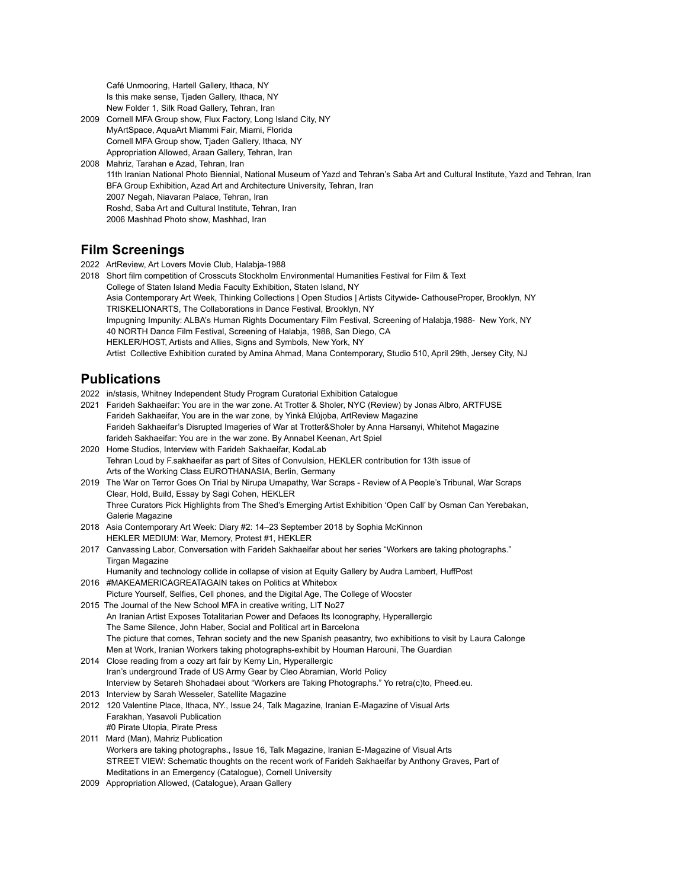Café Unmooring, Hartell Gallery, Ithaca, NY
Is this make sense, Tjaden Gallery, Ithaca, NY
New Folder 1, Silk Road Gallery, Tehran, Iran

2009 Cornell MFA Group show, Flux Factory, Long Island City, NY
MyArtSpace, AquaArt Miammi Fair, Miami, Florida
Cornell MFA Group show, Tjaden Gallery, Ithaca, NY
Appropriation Allowed, Araan Gallery, Tehran, Iran

2008 Mahriz, Tarahan e Azad, Tehran, Iran
11th Iranian National Photo Biennial, National Museum of Yazd and Tehran's Saba Art and Cultural Institute, Yazd and Tehran, Iran
BFA Group Exhibition, Azad Art and Architecture University, Tehran, Iran
2007 Negah, Niavaran Palace, Tehran, Iran
Roshd, Saba Art and Cultural Institute, Tehran, Iran
2006 Mashhad Photo show, Mashhad, Iran

## Film Screenings

2022 ArtReview, Art Lovers Movie Club, Halabja-1988

2018 Short film competition of Crosscuts Stockholm Environmental Humanities Festival for Film & Text
College of Staten Island Media Faculty Exhibition, Staten Island, NY
Asia Contemporary Art Week, Thinking Collections | Open Studios | Artists Citywide- CathouseProper, Brooklyn, NY
TRISKELIONARTS, The Collaborations in Dance Festival, Brooklyn, NY
Impugning Impunity: ALBA's Human Rights Documentary Film Festival, Screening of Halabja,1988- New York, NY
40 NORTH Dance Film Festival, Screening of Halabja, 1988, San Diego, CA
HEKLER/HOST, Artists and Allies, Signs and Symbols, New York, NY
Artist Collective Exhibition curated by Amina Ahmad, Mana Contemporary, Studio 510, April 29th, Jersey City, NJ

## Publications

2022 in/stasis, Whitney Independent Study Program Curatorial Exhibition Catalogue

2021 Farideh Sakhaeifar: You are in the war zone. At Trotter & Sholer, NYC (Review) by Jonas Albro, ARTFUSE
Farideh Sakhaeifar, You are in the war zone, by Yinkà Elújọba, ArtReview Magazine
Farideh Sakhaeifar's Disrupted Imageries of War at Trotter&Sholer by Anna Harsanyi, Whitehot Magazine
farideh Sakhaeifar: You are in the war zone. By Annabel Keenan, Art Spiel

2020 Home Studios, Interview with Farideh Sakhaeifar, KodaLab
Tehran Loud by F.sakhaeifar as part of Sites of Convulsion, HEKLER contribution for 13th issue of Arts of the Working Class EUROTHANASIA, Berlin, Germany

2019 The War on Terror Goes On Trial by Nirupa Umapathy, War Scraps - Review of A People's Tribunal, War Scraps
Clear, Hold, Build, Essay by Sagi Cohen, HEKLER
Three Curators Pick Highlights from The Shed's Emerging Artist Exhibition 'Open Call' by Osman Can Yerebakan, Galerie Magazine

2018 Asia Contemporary Art Week: Diary #2: 14–23 September 2018 by Sophia McKinnon
HEKLER MEDIUM: War, Memory, Protest #1, HEKLER

2017 Canvassing Labor, Conversation with Farideh Sakhaeifar about her series "Workers are taking photographs." Tirgan Magazine
Humanity and technology collide in collapse of vision at Equity Gallery by Audra Lambert, HuffPost

2016 #MAKEAMERICAGREATAGAIN takes on Politics at Whitebox
Picture Yourself, Selfies, Cell phones, and the Digital Age, The College of Wooster

2015 The Journal of the New School MFA in creative writing, LIT No27
An Iranian Artist Exposes Totalitarian Power and Defaces Its Iconography, Hyperallergic
The Same Silence, John Haber, Social and Political art in Barcelona
The picture that comes, Tehran society and the new Spanish peasantry, two exhibitions to visit by Laura Calonge
Men at Work, Iranian Workers taking photographs-exhibit by Houman Harouni, The Guardian

2014 Close reading from a cozy art fair by Kemy Lin, Hyperallergic
Iran's underground Trade of US Army Gear by Cleo Abramian, World Policy
Interview by Setareh Shohadaei about "Workers are Taking Photographs." Yo retra(c)to, Pheed.eu.

2013 Interview by Sarah Wesseler, Satellite Magazine

2012 120 Valentine Place, Ithaca, NY., Issue 24, Talk Magazine, Iranian E-Magazine of Visual Arts
Farakhan, Yasavoli Publication
#0 Pirate Utopia, Pirate Press

2011 Mard (Man), Mahriz Publication
Workers are taking photographs., Issue 16, Talk Magazine, Iranian E-Magazine of Visual Arts
STREET VIEW: Schematic thoughts on the recent work of Farideh Sakhaeifar by Anthony Graves, Part of Meditations in an Emergency (Catalogue), Cornell University

2009 Appropriation Allowed, (Catalogue), Araan Gallery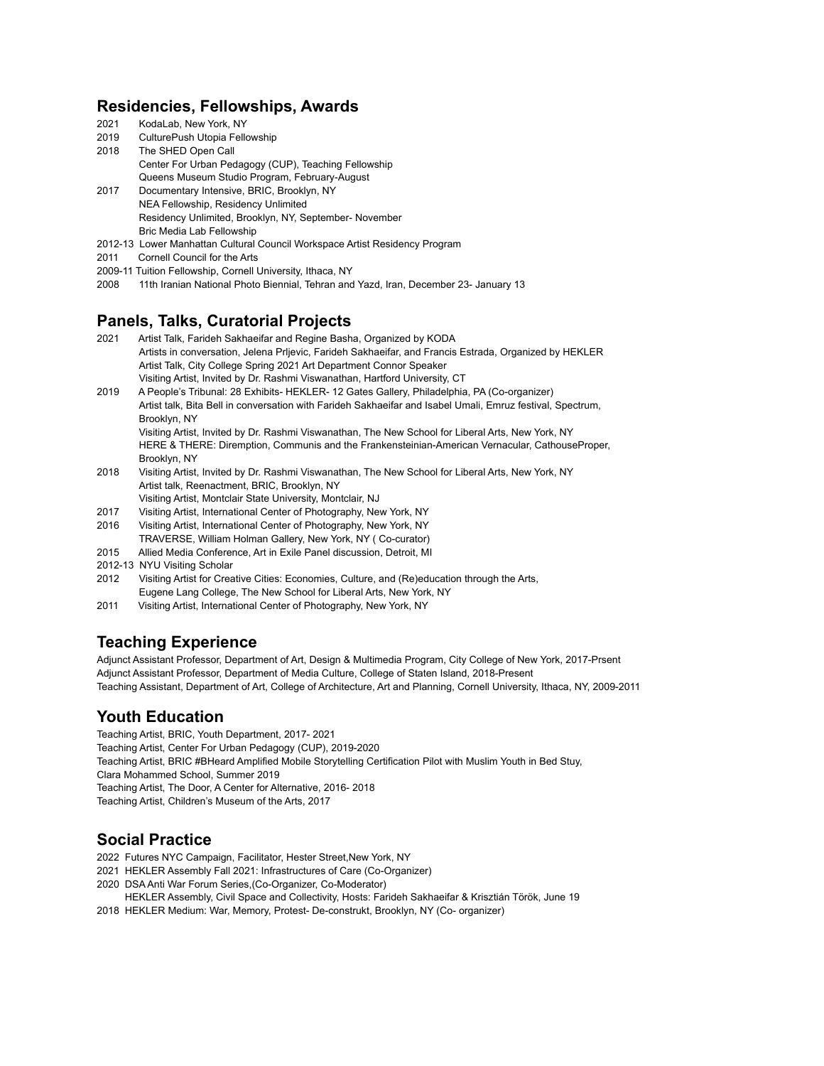## Residencies, Fellowships, Awards

2021 KodaLab, New York, NY
2019 CulturePush Utopia Fellowship
2018 The SHED Open Call
Center For Urban Pedagogy (CUP), Teaching Fellowship
Queens Museum Studio Program, February-August
2017 Documentary Intensive, BRIC, Brooklyn, NY
NEA Fellowship, Residency Unlimited
Residency Unlimited, Brooklyn, NY, September- November
Bric Media Lab Fellowship
2012-13 Lower Manhattan Cultural Council Workspace Artist Residency Program
2011 Cornell Council for the Arts
2009-11 Tuition Fellowship, Cornell University, Ithaca, NY
2008 11th Iranian National Photo Biennial, Tehran and Yazd, Iran, December 23- January 13

## Panels, Talks, Curatorial Projects

2021 Artist Talk, Farideh Sakhaeifar and Regine Basha, Organized by KODA
Artists in conversation, Jelena Prljevic, Farideh Sakhaeifar, and Francis Estrada, Organized by HEKLER
Artist Talk, City College Spring 2021 Art Department Connor Speaker
Visiting Artist, Invited by Dr. Rashmi Viswanathan, Hartford University, CT
2019 A People's Tribunal: 28 Exhibits- HEKLER- 12 Gates Gallery, Philadelphia, PA (Co-organizer)
Artist talk, Bita Bell in conversation with Farideh Sakhaeifar and Isabel Umali, Emruz festival, Spectrum, Brooklyn, NY
Visiting Artist, Invited by Dr. Rashmi Viswanathan, The New School for Liberal Arts, New York, NY
HERE & THERE: Diremption, Communis and the Frankensteinian-American Vernacular, CathouseProper, Brooklyn, NY
2018 Visiting Artist, Invited by Dr. Rashmi Viswanathan, The New School for Liberal Arts, New York, NY
Artist talk, Reenactment, BRIC, Brooklyn, NY
Visiting Artist, Montclair State University, Montclair, NJ
2017 Visiting Artist, International Center of Photography, New York, NY
2016 Visiting Artist, International Center of Photography, New York, NY
TRAVERSE, William Holman Gallery, New York, NY ( Co-curator)
2015 Allied Media Conference, Art in Exile Panel discussion, Detroit, MI
2012-13 NYU Visiting Scholar
2012 Visiting Artist for Creative Cities: Economies, Culture, and (Re)education through the Arts, Eugene Lang College, The New School for Liberal Arts, New York, NY
2011 Visiting Artist, International Center of Photography, New York, NY

## Teaching Experience

Adjunct Assistant Professor, Department of Art, Design & Multimedia Program, City College of New York, 2017-Prsent
Adjunct Assistant Professor, Department of Media Culture, College of Staten Island, 2018-Present
Teaching Assistant, Department of Art, College of Architecture, Art and Planning, Cornell University, Ithaca, NY, 2009-2011

## Youth Education

Teaching Artist, BRIC, Youth Department, 2017- 2021
Teaching Artist, Center For Urban Pedagogy (CUP), 2019-2020
Teaching Artist, BRIC #BHeard Amplified Mobile Storytelling Certification Pilot with Muslim Youth in Bed Stuy, Clara Mohammed School, Summer 2019
Teaching Artist, The Door, A Center for Alternative, 2016- 2018
Teaching Artist, Children's Museum of the Arts, 2017

## Social Practice

2022 Futures NYC Campaign, Facilitator, Hester Street,New York, NY
2021 HEKLER Assembly Fall 2021: Infrastructures of Care (Co-Organizer)
2020 DSA Anti War Forum Series,(Co-Organizer, Co-Moderator)
HEKLER Assembly, Civil Space and Collectivity, Hosts: Farideh Sakhaeifar & Krisztián Török, June 19
2018 HEKLER Medium: War, Memory, Protest- De-construkt, Brooklyn, NY (Co- organizer)